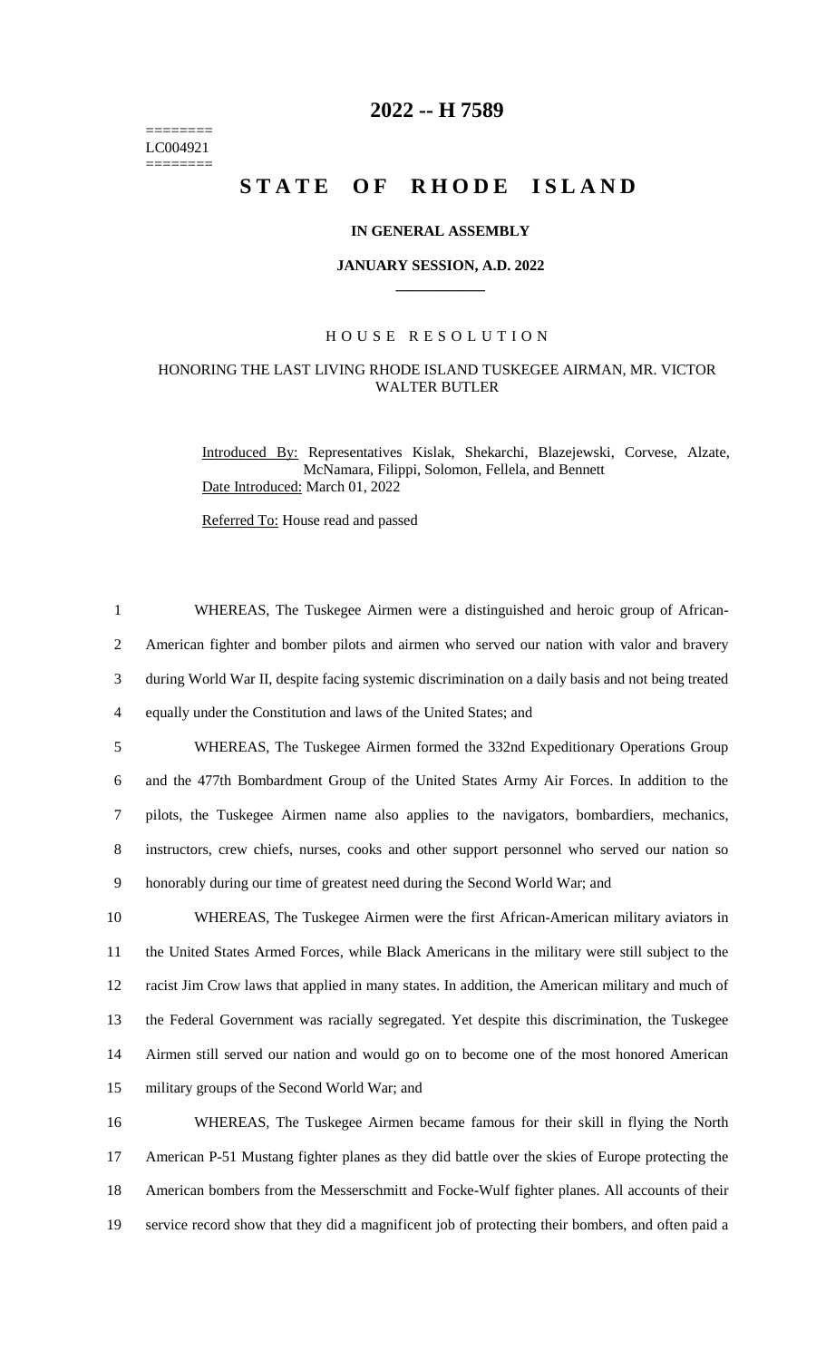========
LC004921
========

# 2022 -- H 7589

# STATE OF RHODE ISLAND

**IN GENERAL ASSEMBLY**

**JANUARY SESSION, A.D. 2022**

HOUSE RESOLUTION

HONORING THE LAST LIVING RHODE ISLAND TUSKEGEE AIRMAN, MR. VICTOR WALTER BUTLER

Introduced By: Representatives Kislak, Shekarchi, Blazejewski, Corvese, Alzate, McNamara, Filippi, Solomon, Fellela, and Bennett
Date Introduced: March 01, 2022

Referred To: House read and passed

1 WHEREAS, The Tuskegee Airmen were a distinguished and heroic group of African-
2 American fighter and bomber pilots and airmen who served our nation with valor and bravery
3 during World War II, despite facing systemic discrimination on a daily basis and not being treated
4 equally under the Constitution and laws of the United States; and
5 WHEREAS, The Tuskegee Airmen formed the 332nd Expeditionary Operations Group
6 and the 477th Bombardment Group of the United States Army Air Forces. In addition to the
7 pilots, the Tuskegee Airmen name also applies to the navigators, bombardiers, mechanics,
8 instructors, crew chiefs, nurses, cooks and other support personnel who served our nation so
9 honorably during our time of greatest need during the Second World War; and
10 WHEREAS, The Tuskegee Airmen were the first African-American military aviators in
11 the United States Armed Forces, while Black Americans in the military were still subject to the
12 racist Jim Crow laws that applied in many states. In addition, the American military and much of
13 the Federal Government was racially segregated. Yet despite this discrimination, the Tuskegee
14 Airmen still served our nation and would go on to become one of the most honored American
15 military groups of the Second World War; and
16 WHEREAS, The Tuskegee Airmen became famous for their skill in flying the North
17 American P-51 Mustang fighter planes as they did battle over the skies of Europe protecting the
18 American bombers from the Messerschmitt and Focke-Wulf fighter planes. All accounts of their
19 service record show that they did a magnificent job of protecting their bombers, and often paid a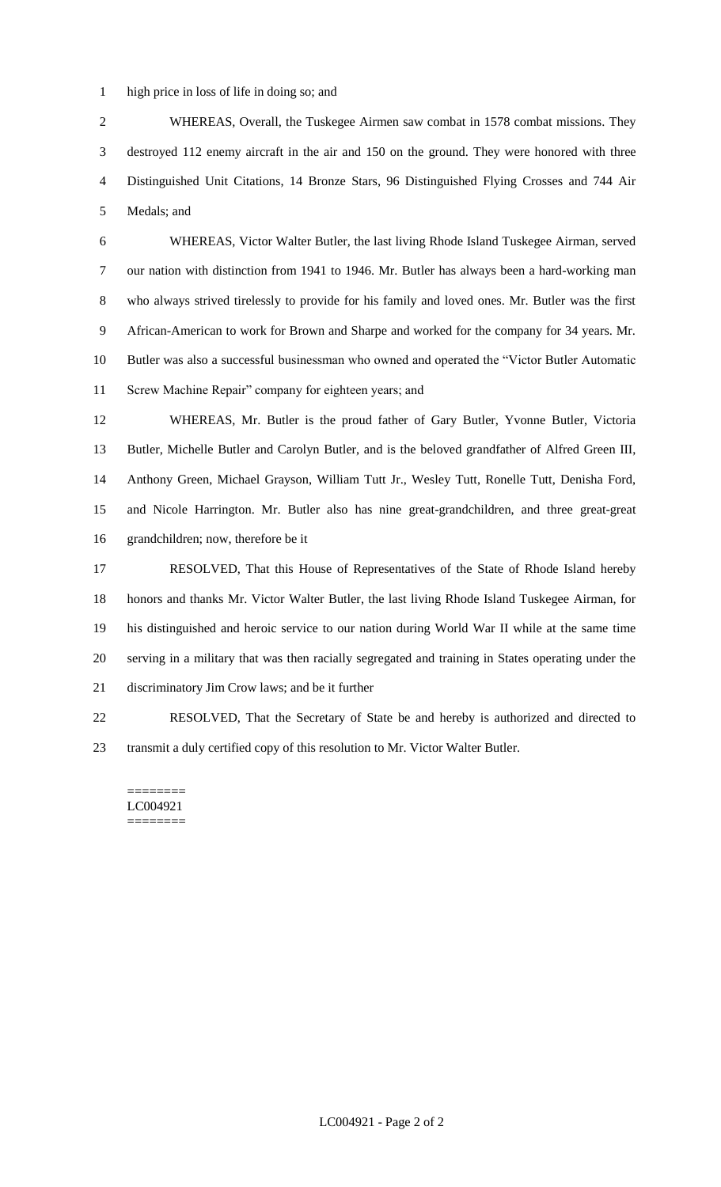high price in loss of life in doing so; and

WHEREAS, Overall, the Tuskegee Airmen saw combat in 1578 combat missions. They destroyed 112 enemy aircraft in the air and 150 on the ground. They were honored with three Distinguished Unit Citations, 14 Bronze Stars, 96 Distinguished Flying Crosses and 744 Air Medals; and

WHEREAS, Victor Walter Butler, the last living Rhode Island Tuskegee Airman, served our nation with distinction from 1941 to 1946. Mr. Butler has always been a hard-working man who always strived tirelessly to provide for his family and loved ones. Mr. Butler was the first African-American to work for Brown and Sharpe and worked for the company for 34 years. Mr. Butler was also a successful businessman who owned and operated the "Victor Butler Automatic Screw Machine Repair" company for eighteen years; and

WHEREAS, Mr. Butler is the proud father of Gary Butler, Yvonne Butler, Victoria Butler, Michelle Butler and Carolyn Butler, and is the beloved grandfather of Alfred Green III, Anthony Green, Michael Grayson, William Tutt Jr., Wesley Tutt, Ronelle Tutt, Denisha Ford, and Nicole Harrington. Mr. Butler also has nine great-grandchildren, and three great-great grandchildren; now, therefore be it

RESOLVED, That this House of Representatives of the State of Rhode Island hereby honors and thanks Mr. Victor Walter Butler, the last living Rhode Island Tuskegee Airman, for his distinguished and heroic service to our nation during World War II while at the same time serving in a military that was then racially segregated and training in States operating under the discriminatory Jim Crow laws; and be it further

RESOLVED, That the Secretary of State be and hereby is authorized and directed to transmit a duly certified copy of this resolution to Mr. Victor Walter Butler.

========
LC004921
========